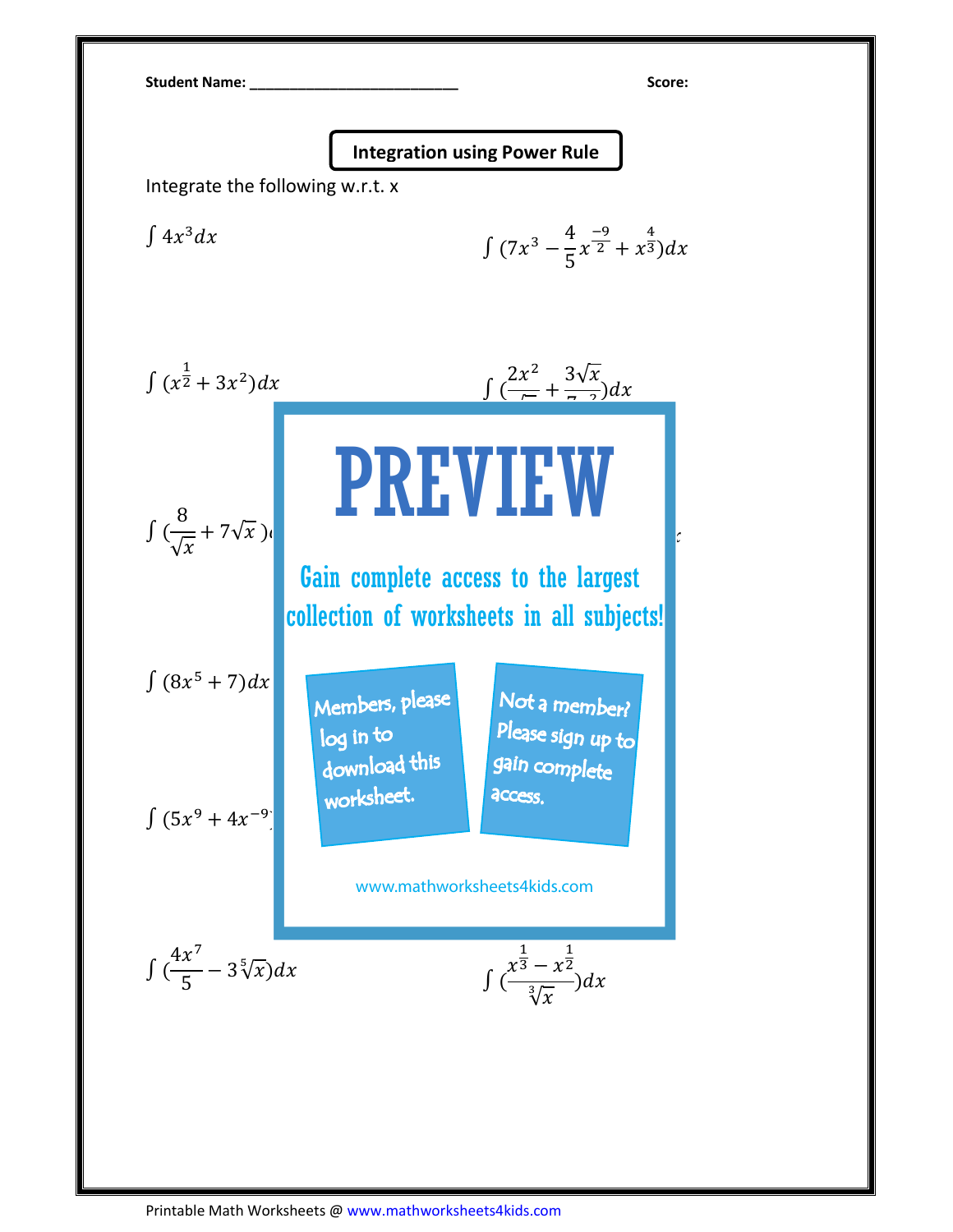Student Name: ___________________________ Score:

## Integration using Power Rule

Integrate the following w.r.t. x

$\int 4x^3 dx$

$\int (7x^3 - \frac{4}{5}x^{\frac{-9}{2}} + x^{\frac{4}{3}})dx$

$\int (x^{\frac{1}{2}} + 3x^2)dx$

$\int (\frac{2x^2}{\sqrt{\phantom{x}}} + \frac{3\sqrt{x}}{7\ \ 2})dx$

$\int (\frac{8}{\sqrt{x}} + 7\sqrt{x})$

**PREVIEW**

Gain complete access to the largest collection of worksheets in all subjects!

Members, please log in to download this worksheet.

Not a member? Please sign up to gain complete access.

www.mathworksheets4kids.com

$\int (8x^5 + 7)dx$

$\int (5x^9 + 4x^{-9}$

$\int (\frac{4x^7}{5} - 3\sqrt[5]{x})dx$

$\int (\frac{x^{\frac{1}{3}} - x^{\frac{1}{2}}}{\sqrt[3]{x}})dx$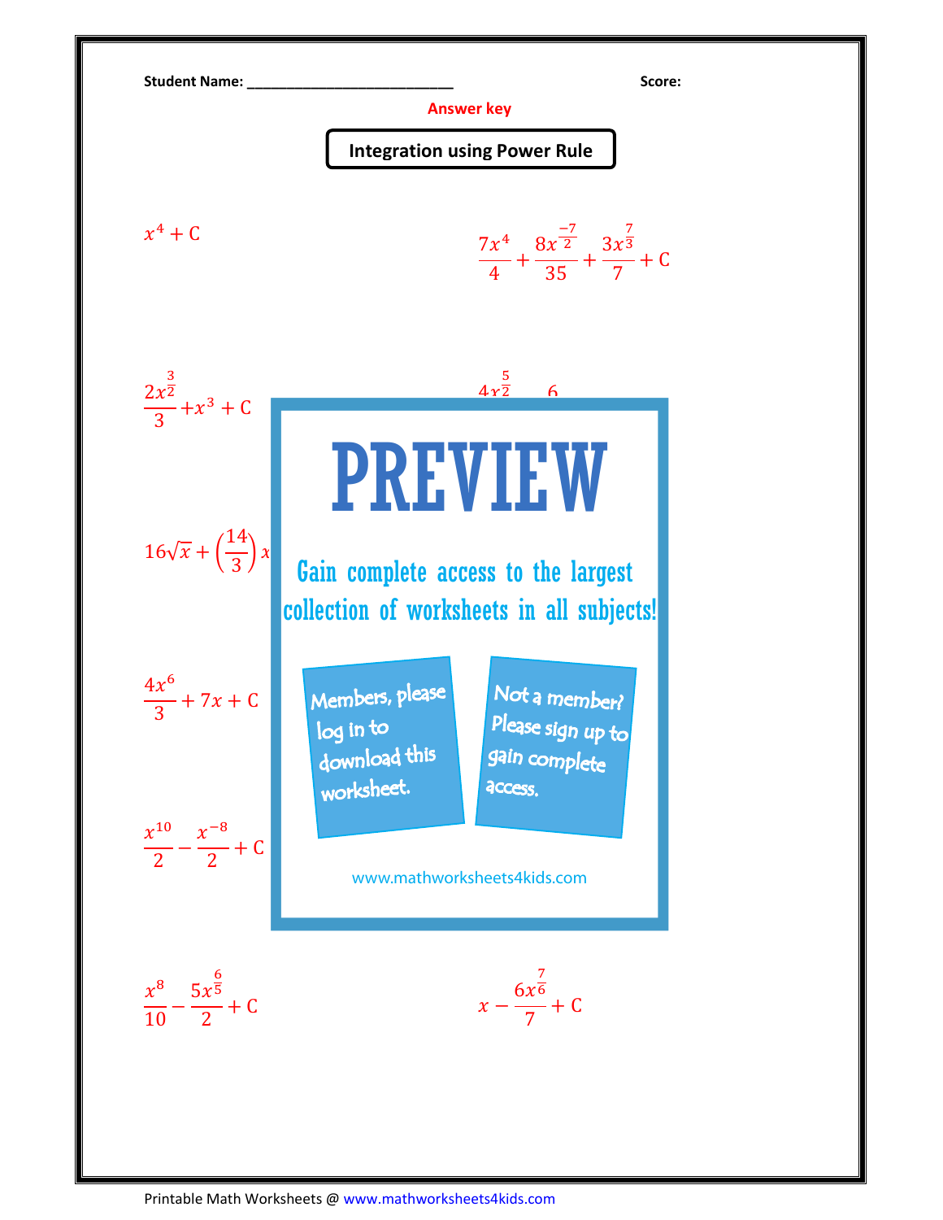Student Name: ___________________________ Score:

Answer key

## Integration using Power Rule

$x^4 + C$

$\frac{7x^4}{4} + \frac{8x^{\frac{-7}{2}}}{35} + \frac{3x^{\frac{7}{3}}}{7} + C$

$\frac{2x^{\frac{3}{2}}}{3} + x^3 + C$

$\frac{4x^{\frac{5}{2}}}{} \quad 6$

$16\sqrt{x} + \left(\frac{14}{3}\right)x$

$\frac{4x^6}{3} + 7x + C$

$\frac{x^{10}}{2} - \frac{x^{-8}}{2} + C$

$\frac{x^8}{10} - \frac{5x^{\frac{6}{5}}}{2} + C$

$x - \frac{6x^{\frac{7}{6}}}{7} + C$

PREVIEW

Gain complete access to the largest collection of worksheets in all subjects!

Members, please log in to download this worksheet.

Not a member? Please sign up to gain complete access.

www.mathworksheets4kids.com

Printable Math Worksheets @ www.mathworksheets4kids.com